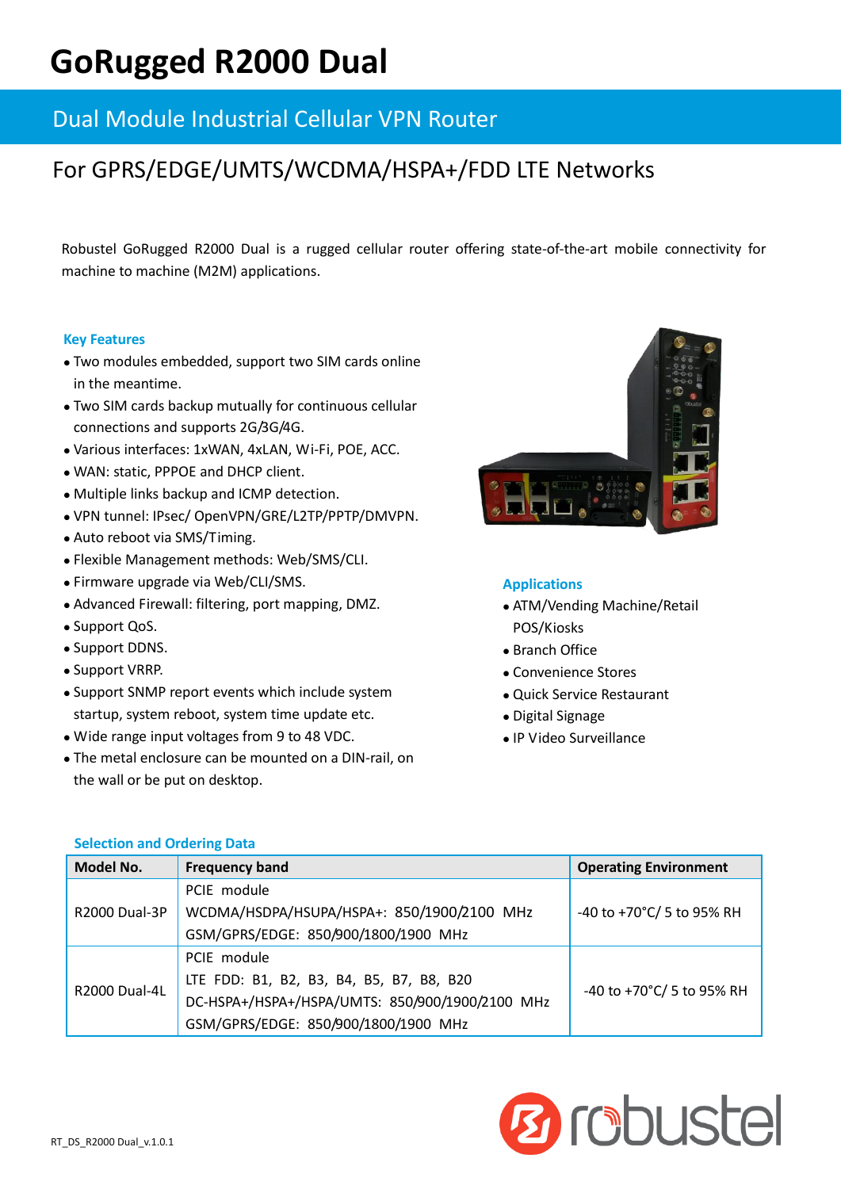# GoRugged R2000 Dual

## Dual Module Industrial Cellular VPN Router

## For GPRS/EDGE/UMTS/WCDMA/HSPA+/FDD LTE Networks

Robustel GoRugged R2000 Dual is a rugged cellular router offering state-of-the-art mobile connectivity for machine to machine (M2M) applications.

### Key Features

- Two modules embedded, support two SIM cards online in the meantime.
- Two SIM cards backup mutually for continuous cellular connections and supports 2G/3G/4G.
- Various interfaces: 1xWAN, 4xLAN, Wi-Fi, POE, ACC.
- WAN: static, PPPOE and DHCP client.
- Multiple links backup and ICMP detection.
- VPN tunnel: IPsec/ OpenVPN/GRE/L2TP/PPTP/DMVPN.
- Auto reboot via SMS/Timing.
- Flexible Management methods: Web/SMS/CLI.
- Firmware upgrade via Web/CLI/SMS.
- Advanced Firewall: filtering, port mapping, DMZ.
- Support QoS.
- Support DDNS.
- Support VRRP.
- Support SNMP report events which include system startup, system reboot, system time update etc.
- Wide range input voltages from 9 to 48 VDC.
- The metal enclosure can be mounted on a DIN-rail, on the wall or be put on desktop.

### Applications

- ATM/Vending Machine/Retail POS/Kiosks
- Branch Office
- Convenience Stores
- Quick Service Restaurant
- Digital Signage
- IP Video Surveillance

### Selection and Ordering Data

| Model No. | Frequency band | Operating Environment |
|---|---|---|
| R2000 Dual-3P | PCIE module<br>WCDMA/HSDPA/HSUPA/HSPA+: 850/1900/2100 MHz<br>GSM/GPRS/EDGE: 850/900/1800/1900 MHz | -40 to +70°C/ 5 to 95% RH |
| R2000 Dual-4L | PCIE module<br>LTE FDD: B1, B2, B3, B4, B5, B7, B8, B20<br>DC-HSPA+/HSPA+/HSPA/UMTS: 850/900/1900/2100 MHz<br>GSM/GPRS/EDGE: 850/900/1800/1900 MHz | -40 to +70°C/ 5 to 95% RH |

RT_DS_R2000 Dual_v.1.0.1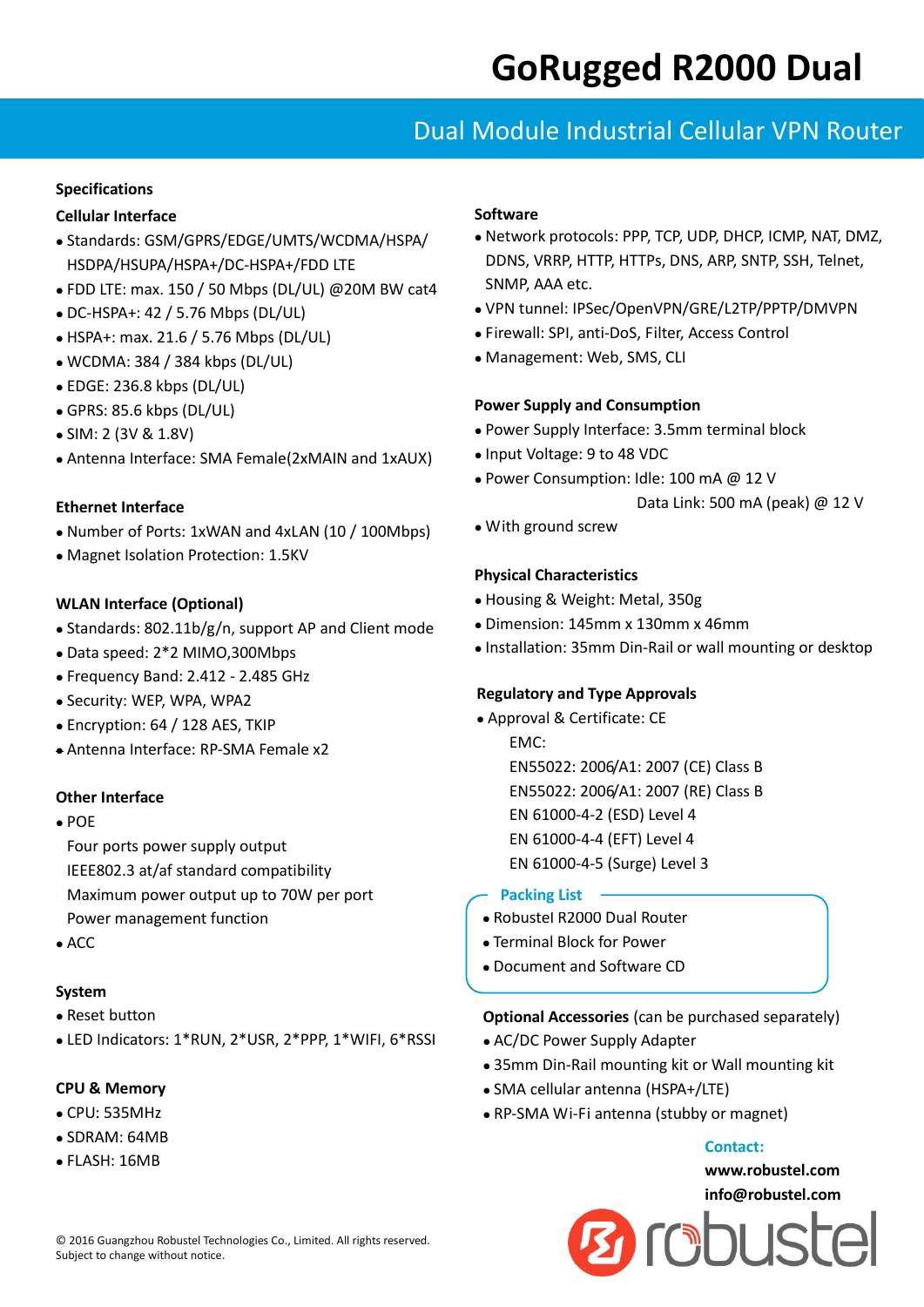# GoRugged R2000 Dual

## Dual Module Industrial Cellular VPN Router

### Specifications

**Cellular Interface**

- Standards: GSM/GPRS/EDGE/UMTS/WCDMA/HSPA/HSDPA/HSUPA/HSPA+/DC-HSPA+/FDD LTE
- FDD LTE: max. 150 / 50 Mbps (DL/UL) @20M BW cat4
- DC-HSPA+: 42 / 5.76 Mbps (DL/UL)
- HSPA+: max. 21.6 / 5.76 Mbps (DL/UL)
- WCDMA: 384 / 384 kbps (DL/UL)
- EDGE: 236.8 kbps (DL/UL)
- GPRS: 85.6 kbps (DL/UL)
- SIM: 2 (3V & 1.8V)
- Antenna Interface: SMA Female(2xMAIN and 1xAUX)

**Ethernet Interface**

- Number of Ports: 1xWAN and 4xLAN (10 / 100Mbps)
- Magnet Isolation Protection: 1.5KV

**WLAN Interface (Optional)**

- Standards: 802.11b/g/n, support AP and Client mode
- Data speed: 2*2 MIMO,300Mbps
- Frequency Band: 2.412 - 2.485 GHz
- Security: WEP, WPA, WPA2
- Encryption: 64 / 128 AES, TKIP
- Antenna Interface: RP-SMA Female x2

**Other Interface**

- POE
  Four ports power supply output
  IEEE802.3 at/af standard compatibility
  Maximum power output up to 70W per port
  Power management function
- ACC

**System**

- Reset button
- LED Indicators: 1*RUN, 2*USR, 2*PPP, 1*WIFI, 6*RSSI

**CPU & Memory**

- CPU: 535MHz
- SDRAM: 64MB
- FLASH: 16MB

**Software**

- Network protocols: PPP, TCP, UDP, DHCP, ICMP, NAT, DMZ, DDNS, VRRP, HTTP, HTTPs, DNS, ARP, SNTP, SSH, Telnet, SNMP, AAA etc.
- VPN tunnel: IPSec/OpenVPN/GRE/L2TP/PPTP/DMVPN
- Firewall: SPI, anti-DoS, Filter, Access Control
- Management: Web, SMS, CLI

**Power Supply and Consumption**

- Power Supply Interface: 3.5mm terminal block
- Input Voltage: 9 to 48 VDC
- Power Consumption: Idle: 100 mA @ 12 V
  Data Link: 500 mA (peak) @ 12 V
- With ground screw

**Physical Characteristics**

- Housing & Weight: Metal, 350g
- Dimension: 145mm x 130mm x 46mm
- Installation: 35mm Din-Rail or wall mounting or desktop

**Regulatory and Type Approvals**

- Approval & Certificate: CE
  EMC:
  EN55022: 2006/A1: 2007 (CE) Class B
  EN55022: 2006/A1: 2007 (RE) Class B
  EN 61000-4-2 (ESD) Level 4
  EN 61000-4-4 (EFT) Level 4
  EN 61000-4-5 (Surge) Level 3

**Packing List**

- Robustel R2000 Dual Router
- Terminal Block for Power
- Document and Software CD

**Optional Accessories** (can be purchased separately)

- AC/DC Power Supply Adapter
- 35mm Din-Rail mounting kit or Wall mounting kit
- SMA cellular antenna (HSPA+/LTE)
- RP-SMA Wi-Fi antenna (stubby or magnet)

**Contact:**
**www.robustel.com**
**info@robustel.com**

robustel

© 2016 Guangzhou Robustel Technologies Co., Limited. All rights reserved.
Subject to change without notice.